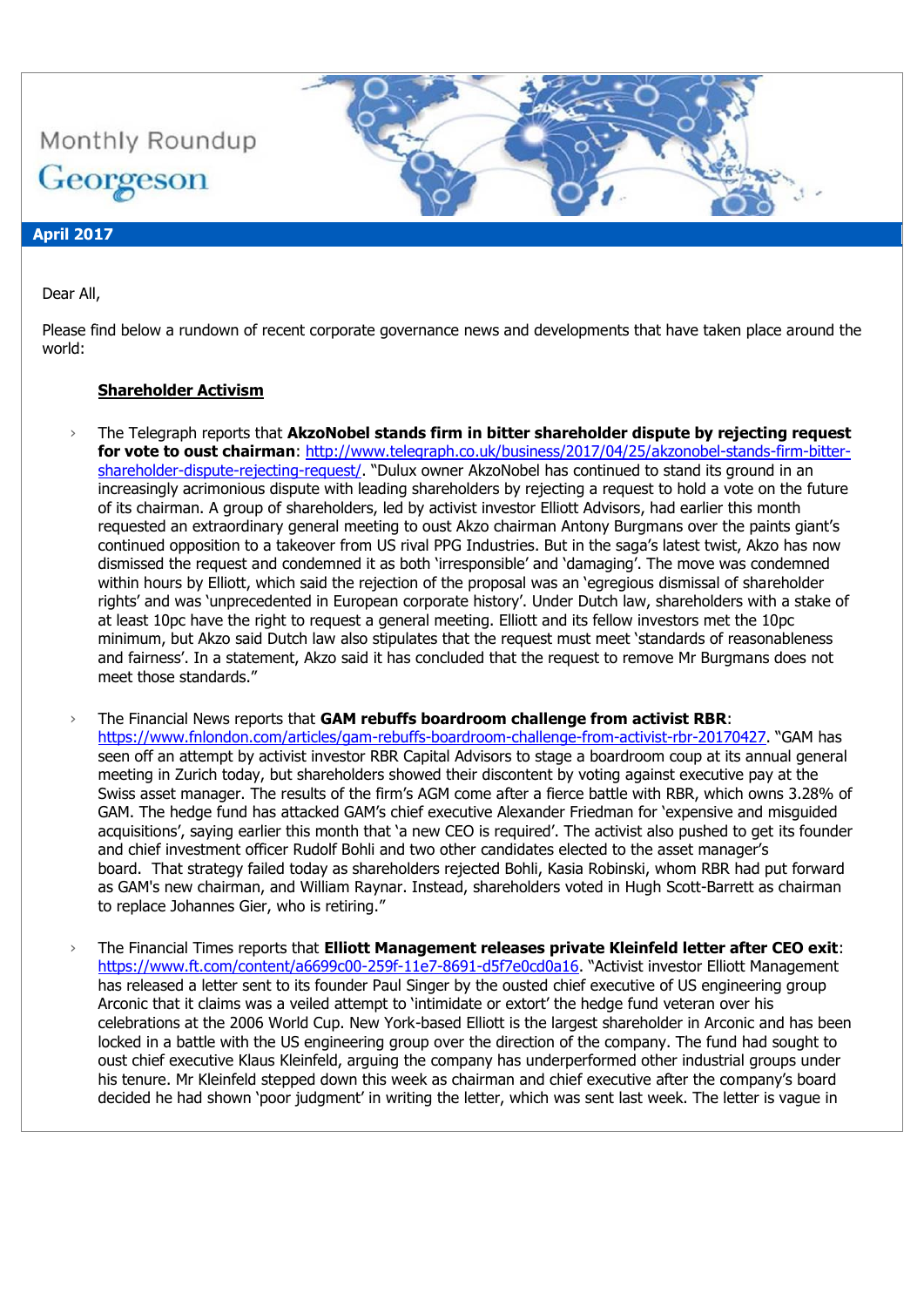Monthly Roundup

Georgeson

**April 2017**

Dear All,

Please find below a rundown of recent corporate governance news and developments that have taken place around the world:

## Shareholder Activism

- The Telegraph reports that **AkzoNobel stands firm in bitter shareholder dispute by rejecting request for vote to oust chairman**: http://www.telegraph.co.uk/business/2017/04/25/akzonobel-stands-firm-bitter-shareholder-dispute-rejecting-request/. "Dulux owner AkzoNobel has continued to stand its ground in an increasingly acrimonious dispute with leading shareholders by rejecting a request to hold a vote on the future of its chairman. A group of shareholders, led by activist investor Elliott Advisors, had earlier this month requested an extraordinary general meeting to oust Akzo chairman Antony Burgmans over the paints giant's continued opposition to a takeover from US rival PPG Industries. But in the saga's latest twist, Akzo has now dismissed the request and condemned it as both 'irresponsible' and 'damaging'. The move was condemned within hours by Elliott, which said the rejection of the proposal was an 'egregious dismissal of shareholder rights' and was 'unprecedented in European corporate history'. Under Dutch law, shareholders with a stake of at least 10pc have the right to request a general meeting. Elliott and its fellow investors met the 10pc minimum, but Akzo said Dutch law also stipulates that the request must meet 'standards of reasonableness and fairness'. In a statement, Akzo said it has concluded that the request to remove Mr Burgmans does not meet those standards."

- The Financial News reports that **GAM rebuffs boardroom challenge from activist RBR**: https://www.fnlondon.com/articles/gam-rebuffs-boardroom-challenge-from-activist-rbr-20170427. "GAM has seen off an attempt by activist investor RBR Capital Advisors to stage a boardroom coup at its annual general meeting in Zurich today, but shareholders showed their discontent by voting against executive pay at the Swiss asset manager. The results of the firm's AGM come after a fierce battle with RBR, which owns 3.28% of GAM. The hedge fund has attacked GAM's chief executive Alexander Friedman for 'expensive and misguided acquisitions', saying earlier this month that 'a new CEO is required'. The activist also pushed to get its founder and chief investment officer Rudolf Bohli and two other candidates elected to the asset manager's board. That strategy failed today as shareholders rejected Bohli, Kasia Robinski, whom RBR had put forward as GAM's new chairman, and William Raynar. Instead, shareholders voted in Hugh Scott-Barrett as chairman to replace Johannes Gier, who is retiring."

- The Financial Times reports that **Elliott Management releases private Kleinfeld letter after CEO exit**: https://www.ft.com/content/a6699c00-259f-11e7-8691-d5f7e0cd0a16. "Activist investor Elliott Management has released a letter sent to its founder Paul Singer by the ousted chief executive of US engineering group Arconic that it claims was a veiled attempt to 'intimidate or extort' the hedge fund veteran over his celebrations at the 2006 World Cup. New York-based Elliott is the largest shareholder in Arconic and has been locked in a battle with the US engineering group over the direction of the company. The fund had sought to oust chief executive Klaus Kleinfeld, arguing the company has underperformed other industrial groups under his tenure. Mr Kleinfeld stepped down this week as chairman and chief executive after the company's board decided he had shown 'poor judgment' in writing the letter, which was sent last week. The letter is vague in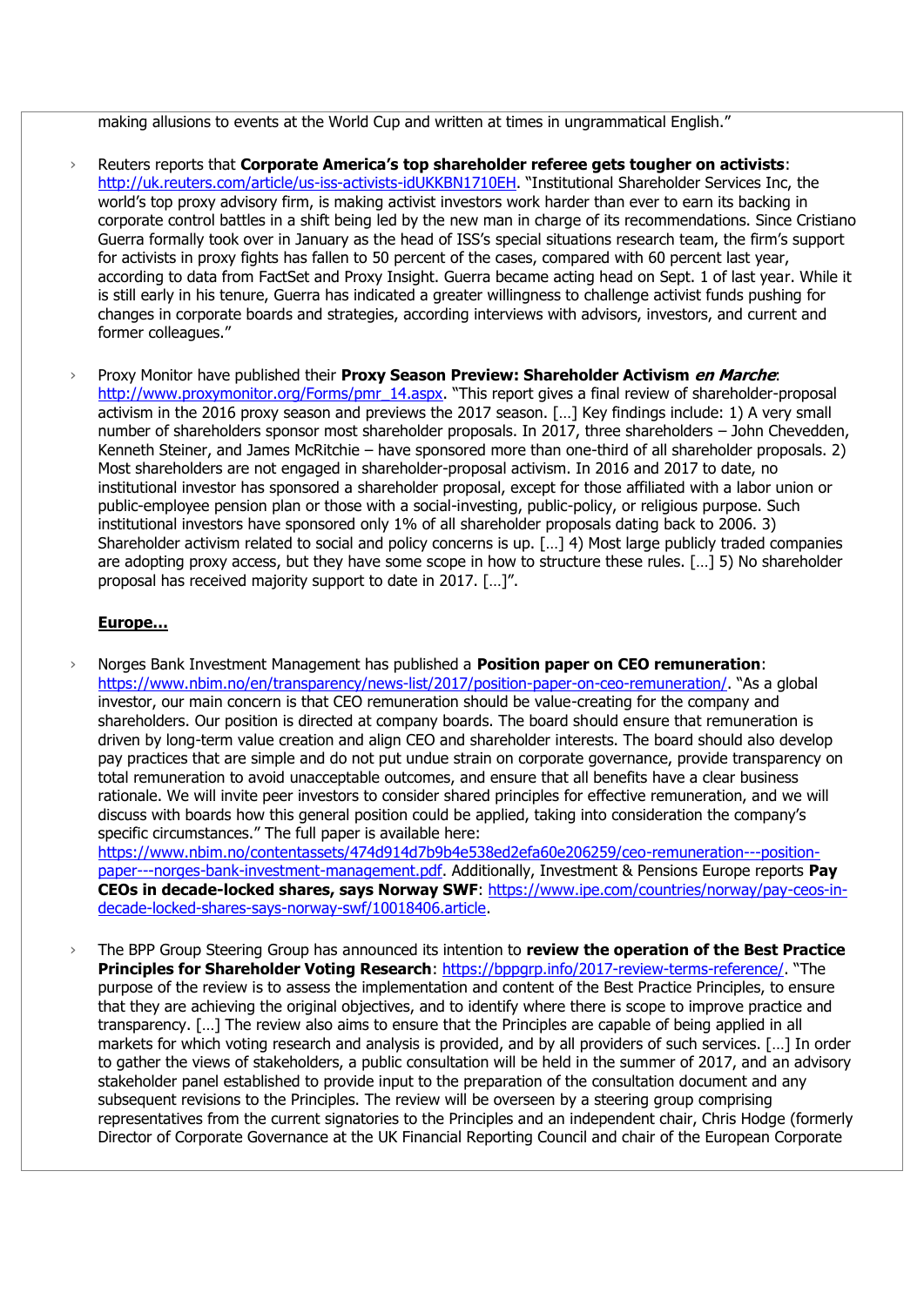making allusions to events at the World Cup and written at times in ungrammatical English."

- Reuters reports that **Corporate America's top shareholder referee gets tougher on activists**: http://uk.reuters.com/article/us-iss-activists-idUKKBN1710EH. "Institutional Shareholder Services Inc, the world's top proxy advisory firm, is making activist investors work harder than ever to earn its backing in corporate control battles in a shift being led by the new man in charge of its recommendations. Since Cristiano Guerra formally took over in January as the head of ISS's special situations research team, the firm's support for activists in proxy fights has fallen to 50 percent of the cases, compared with 60 percent last year, according to data from FactSet and Proxy Insight. Guerra became acting head on Sept. 1 of last year. While it is still early in his tenure, Guerra has indicated a greater willingness to challenge activist funds pushing for changes in corporate boards and strategies, according interviews with advisors, investors, and current and former colleagues."

- Proxy Monitor have published their **Proxy Season Preview: Shareholder Activism *en Marche***: http://www.proxymonitor.org/Forms/pmr_14.aspx. "This report gives a final review of shareholder-proposal activism in the 2016 proxy season and previews the 2017 season. […] Key findings include: 1) A very small number of shareholders sponsor most shareholder proposals. In 2017, three shareholders – John Chevedden, Kenneth Steiner, and James McRitchie – have sponsored more than one-third of all shareholder proposals. 2) Most shareholders are not engaged in shareholder-proposal activism. In 2016 and 2017 to date, no institutional investor has sponsored a shareholder proposal, except for those affiliated with a labor union or public-employee pension plan or those with a social-investing, public-policy, or religious purpose. Such institutional investors have sponsored only 1% of all shareholder proposals dating back to 2006. 3) Shareholder activism related to social and policy concerns is up. […] 4) Most large publicly traded companies are adopting proxy access, but they have some scope in how to structure these rules. […] 5) No shareholder proposal has received majority support to date in 2017. […]".

**Europe…**

- Norges Bank Investment Management has published a **Position paper on CEO remuneration**: https://www.nbim.no/en/transparency/news-list/2017/position-paper-on-ceo-remuneration/. "As a global investor, our main concern is that CEO remuneration should be value-creating for the company and shareholders. Our position is directed at company boards. The board should ensure that remuneration is driven by long-term value creation and align CEO and shareholder interests. The board should also develop pay practices that are simple and do not put undue strain on corporate governance, provide transparency on total remuneration to avoid unacceptable outcomes, and ensure that all benefits have a clear business rationale. We will invite peer investors to consider shared principles for effective remuneration, and we will discuss with boards how this general position could be applied, taking into consideration the company's specific circumstances." The full paper is available here: https://www.nbim.no/contentassets/474d914d7b9b4e538ed2efa60e206259/ceo-remuneration---position-paper---norges-bank-investment-management.pdf. Additionally, Investment & Pensions Europe reports **Pay CEOs in decade-locked shares, says Norway SWF**: https://www.ipe.com/countries/norway/pay-ceos-in-decade-locked-shares-says-norway-swf/10018406.article.

- The BPP Group Steering Group has announced its intention to **review the operation of the Best Practice Principles for Shareholder Voting Research**: https://bppgrp.info/2017-review-terms-reference/. "The purpose of the review is to assess the implementation and content of the Best Practice Principles, to ensure that they are achieving the original objectives, and to identify where there is scope to improve practice and transparency. […] The review also aims to ensure that the Principles are capable of being applied in all markets for which voting research and analysis is provided, and by all providers of such services. […] In order to gather the views of stakeholders, a public consultation will be held in the summer of 2017, and an advisory stakeholder panel established to provide input to the preparation of the consultation document and any subsequent revisions to the Principles. The review will be overseen by a steering group comprising representatives from the current signatories to the Principles and an independent chair, Chris Hodge (formerly Director of Corporate Governance at the UK Financial Reporting Council and chair of the European Corporate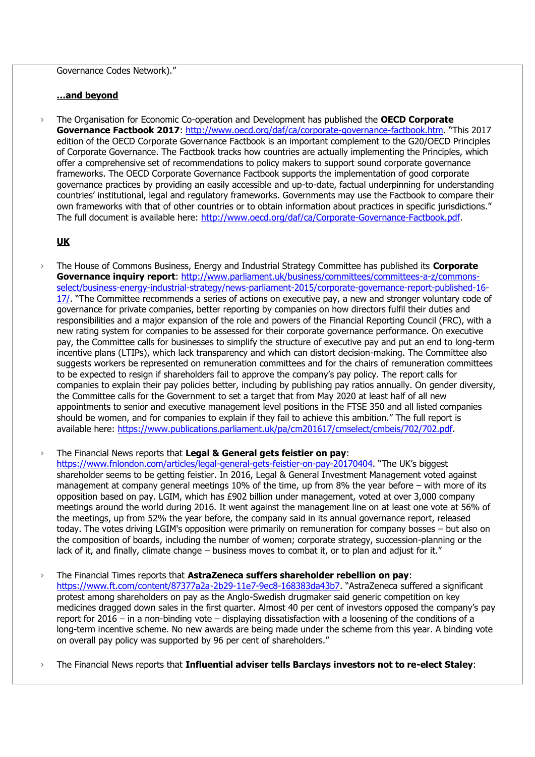Governance Codes Network)."

**...and beyond**

- The Organisation for Economic Co-operation and Development has published the **OECD Corporate Governance Factbook 2017**: http://www.oecd.org/daf/ca/corporate-governance-factbook.htm. "This 2017 edition of the OECD Corporate Governance Factbook is an important complement to the G20/OECD Principles of Corporate Governance. The Factbook tracks how countries are actually implementing the Principles, which offer a comprehensive set of recommendations to policy makers to support sound corporate governance frameworks. The OECD Corporate Governance Factbook supports the implementation of good corporate governance practices by providing an easily accessible and up-to-date, factual underpinning for understanding countries' institutional, legal and regulatory frameworks. Governments may use the Factbook to compare their own frameworks with that of other countries or to obtain information about practices in specific jurisdictions." The full document is available here: http://www.oecd.org/daf/ca/Corporate-Governance-Factbook.pdf.

**UK**

- The House of Commons Business, Energy and Industrial Strategy Committee has published its **Corporate Governance inquiry report**: http://www.parliament.uk/business/committees/committees-a-z/commons-select/business-energy-industrial-strategy/news-parliament-2015/corporate-governance-report-published-16-17/. "The Committee recommends a series of actions on executive pay, a new and stronger voluntary code of governance for private companies, better reporting by companies on how directors fulfil their duties and responsibilities and a major expansion of the role and powers of the Financial Reporting Council (FRC), with a new rating system for companies to be assessed for their corporate governance performance. On executive pay, the Committee calls for businesses to simplify the structure of executive pay and put an end to long-term incentive plans (LTIPs), which lack transparency and which can distort decision-making. The Committee also suggests workers be represented on remuneration committees and for the chairs of remuneration committees to be expected to resign if shareholders fail to approve the company's pay policy. The report calls for companies to explain their pay policies better, including by publishing pay ratios annually. On gender diversity, the Committee calls for the Government to set a target that from May 2020 at least half of all new appointments to senior and executive management level positions in the FTSE 350 and all listed companies should be women, and for companies to explain if they fail to achieve this ambition." The full report is available here: https://www.publications.parliament.uk/pa/cm201617/cmselect/cmbeis/702/702.pdf.

- The Financial News reports that **Legal & General gets feistier on pay**: https://www.fnlondon.com/articles/legal-general-gets-feistier-on-pay-20170404. "The UK's biggest shareholder seems to be getting feistier. In 2016, Legal & General Investment Management voted against management at company general meetings 10% of the time, up from 8% the year before – with more of its opposition based on pay. LGIM, which has £902 billion under management, voted at over 3,000 company meetings around the world during 2016. It went against the management line on at least one vote at 56% of the meetings, up from 52% the year before, the company said in its annual governance report, released today. The votes driving LGIM's opposition were primarily on remuneration for company bosses – but also on the composition of boards, including the number of women; corporate strategy, succession-planning or the lack of it, and finally, climate change – business moves to combat it, or to plan and adjust for it."

- The Financial Times reports that **AstraZeneca suffers shareholder rebellion on pay**: https://www.ft.com/content/87377a2a-2b29-11e7-9ec8-168383da43b7. "AstraZeneca suffered a significant protest among shareholders on pay as the Anglo-Swedish drugmaker said generic competition on key medicines dragged down sales in the first quarter. Almost 40 per cent of investors opposed the company's pay report for 2016 – in a non-binding vote – displaying dissatisfaction with a loosening of the conditions of a long-term incentive scheme. No new awards are being made under the scheme from this year. A binding vote on overall pay policy was supported by 96 per cent of shareholders."

- The Financial News reports that **Influential adviser tells Barclays investors not to re-elect Staley**: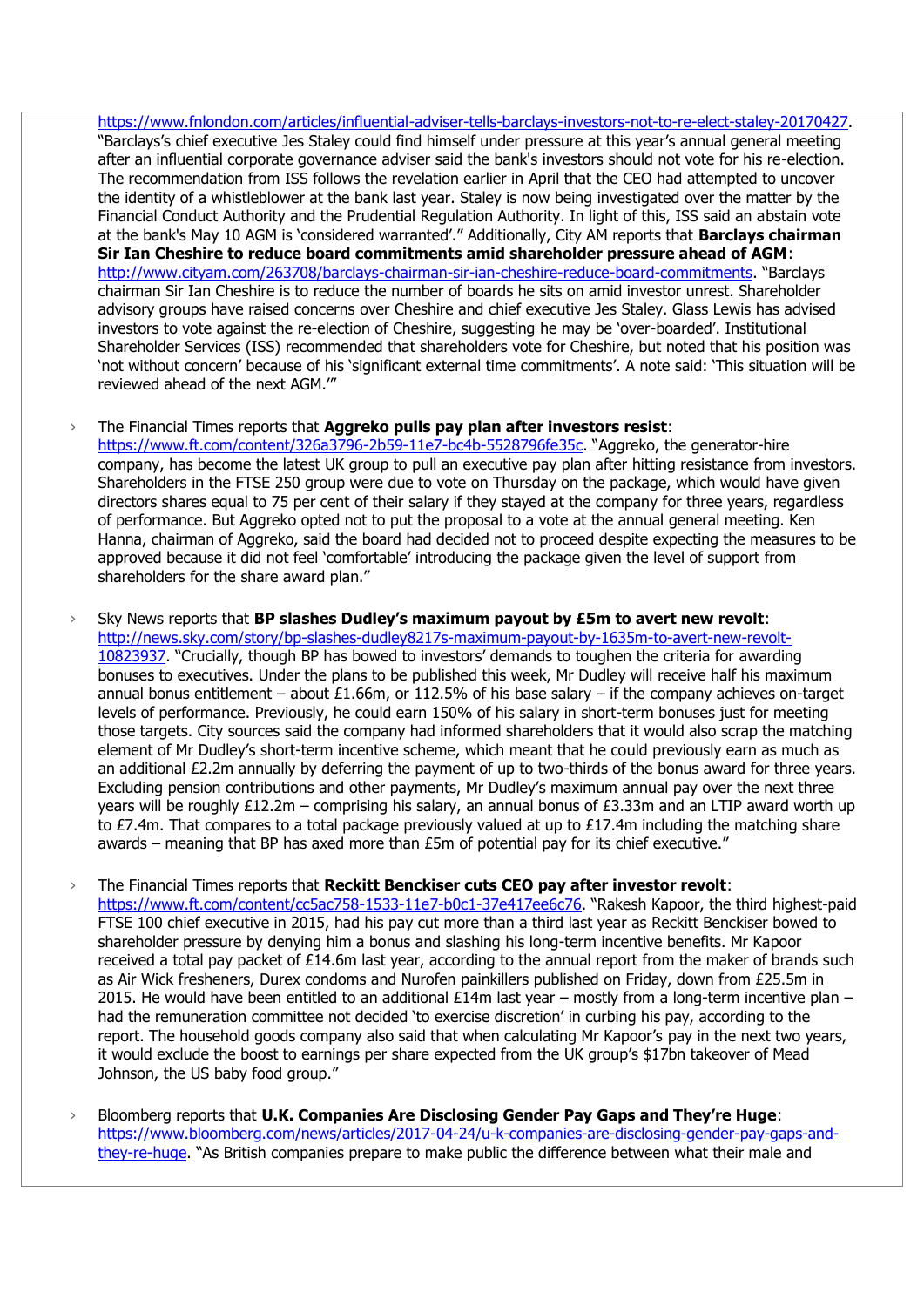https://www.fnlondon.com/articles/influential-adviser-tells-barclays-investors-not-to-re-elect-staley-20170427. "Barclays's chief executive Jes Staley could find himself under pressure at this year's annual general meeting after an influential corporate governance adviser said the bank's investors should not vote for his re-election. The recommendation from ISS follows the revelation earlier in April that the CEO had attempted to uncover the identity of a whistleblower at the bank last year. Staley is now being investigated over the matter by the Financial Conduct Authority and the Prudential Regulation Authority. In light of this, ISS said an abstain vote at the bank's May 10 AGM is 'considered warranted'." Additionally, City AM reports that **Barclays chairman Sir Ian Cheshire to reduce board commitments amid shareholder pressure ahead of AGM**: http://www.cityam.com/263708/barclays-chairman-sir-ian-cheshire-reduce-board-commitments. "Barclays chairman Sir Ian Cheshire is to reduce the number of boards he sits on amid investor unrest. Shareholder advisory groups have raised concerns over Cheshire and chief executive Jes Staley. Glass Lewis has advised investors to vote against the re-election of Cheshire, suggesting he may be 'over-boarded'. Institutional Shareholder Services (ISS) recommended that shareholders vote for Cheshire, but noted that his position was 'not without concern' because of his 'significant external time commitments'. A note said: 'This situation will be reviewed ahead of the next AGM.'"

- The Financial Times reports that **Aggreko pulls pay plan after investors resist**: https://www.ft.com/content/326a3796-2b59-11e7-bc4b-5528796fe35c. "Aggreko, the generator-hire company, has become the latest UK group to pull an executive pay plan after hitting resistance from investors. Shareholders in the FTSE 250 group were due to vote on Thursday on the package, which would have given directors shares equal to 75 per cent of their salary if they stayed at the company for three years, regardless of performance. But Aggreko opted not to put the proposal to a vote at the annual general meeting. Ken Hanna, chairman of Aggreko, said the board had decided not to proceed despite expecting the measures to be approved because it did not feel 'comfortable' introducing the package given the level of support from shareholders for the share award plan."

- Sky News reports that **BP slashes Dudley's maximum payout by £5m to avert new revolt**: http://news.sky.com/story/bp-slashes-dudley8217s-maximum-payout-by-1635m-to-avert-new-revolt-10823937. "Crucially, though BP has bowed to investors' demands to toughen the criteria for awarding bonuses to executives. Under the plans to be published this week, Mr Dudley will receive half his maximum annual bonus entitlement – about £1.66m, or 112.5% of his base salary – if the company achieves on-target levels of performance. Previously, he could earn 150% of his salary in short-term bonuses just for meeting those targets. City sources said the company had informed shareholders that it would also scrap the matching element of Mr Dudley's short-term incentive scheme, which meant that he could previously earn as much as an additional £2.2m annually by deferring the payment of up to two-thirds of the bonus award for three years. Excluding pension contributions and other payments, Mr Dudley's maximum annual pay over the next three years will be roughly £12.2m – comprising his salary, an annual bonus of £3.33m and an LTIP award worth up to £7.4m. That compares to a total package previously valued at up to £17.4m including the matching share awards – meaning that BP has axed more than £5m of potential pay for its chief executive."

- The Financial Times reports that **Reckitt Benckiser cuts CEO pay after investor revolt**: https://www.ft.com/content/cc5ac758-1533-11e7-b0c1-37e417ee6c76. "Rakesh Kapoor, the third highest-paid FTSE 100 chief executive in 2015, had his pay cut more than a third last year as Reckitt Benckiser bowed to shareholder pressure by denying him a bonus and slashing his long-term incentive benefits. Mr Kapoor received a total pay packet of £14.6m last year, according to the annual report from the maker of brands such as Air Wick fresheners, Durex condoms and Nurofen painkillers published on Friday, down from £25.5m in 2015. He would have been entitled to an additional £14m last year – mostly from a long-term incentive plan – had the remuneration committee not decided 'to exercise discretion' in curbing his pay, according to the report. The household goods company also said that when calculating Mr Kapoor's pay in the next two years, it would exclude the boost to earnings per share expected from the UK group's $17bn takeover of Mead Johnson, the US baby food group."

- Bloomberg reports that **U.K. Companies Are Disclosing Gender Pay Gaps and They're Huge**: https://www.bloomberg.com/news/articles/2017-04-24/u-k-companies-are-disclosing-gender-pay-gaps-and-they-re-huge. "As British companies prepare to make public the difference between what their male and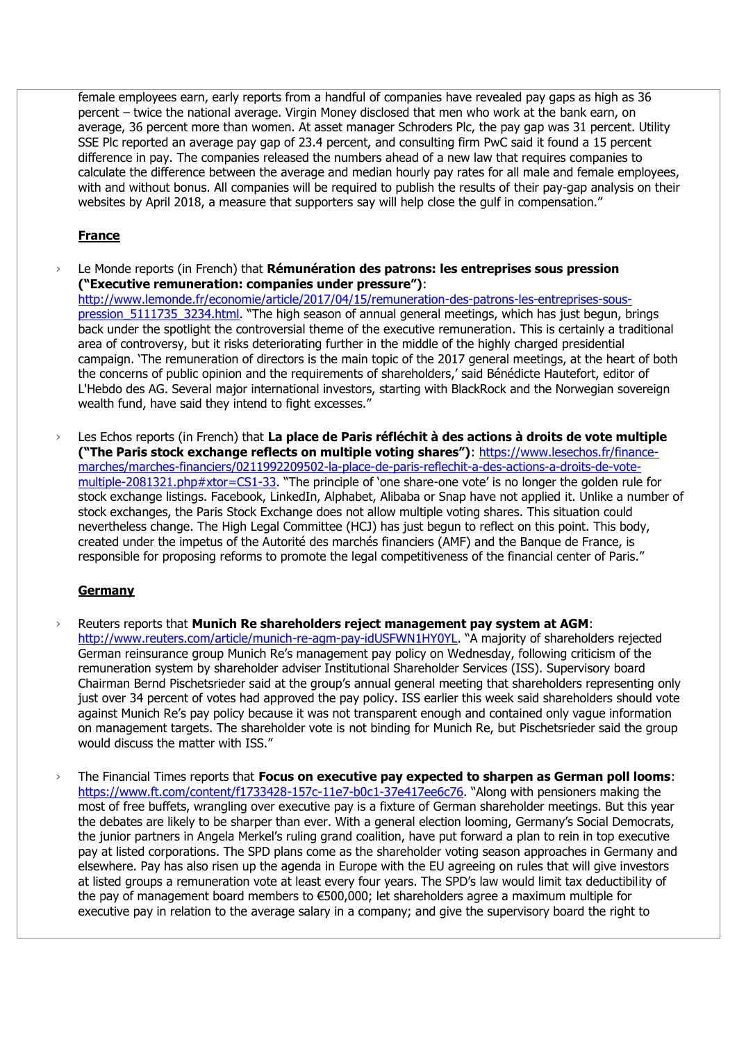female employees earn, early reports from a handful of companies have revealed pay gaps as high as 36 percent – twice the national average. Virgin Money disclosed that men who work at the bank earn, on average, 36 percent more than women. At asset manager Schroders Plc, the pay gap was 31 percent. Utility SSE Plc reported an average pay gap of 23.4 percent, and consulting firm PwC said it found a 15 percent difference in pay. The companies released the numbers ahead of a new law that requires companies to calculate the difference between the average and median hourly pay rates for all male and female employees, with and without bonus. All companies will be required to publish the results of their pay-gap analysis on their websites by April 2018, a measure that supporters say will help close the gulf in compensation."

**France**

- Le Monde reports (in French) that **Rémunération des patrons: les entreprises sous pression ("Executive remuneration: companies under pressure")**: http://www.lemonde.fr/economie/article/2017/04/15/remuneration-des-patrons-les-entreprises-sous-pression_5111735_3234.html. "The high season of annual general meetings, which has just begun, brings back under the spotlight the controversial theme of the executive remuneration. This is certainly a traditional area of controversy, but it risks deteriorating further in the middle of the highly charged presidential campaign. 'The remuneration of directors is the main topic of the 2017 general meetings, at the heart of both the concerns of public opinion and the requirements of shareholders,' said Bénédicte Hautefort, editor of L'Hebdo des AG. Several major international investors, starting with BlackRock and the Norwegian sovereign wealth fund, have said they intend to fight excesses."

- Les Echos reports (in French) that **La place de Paris réfléchit à des actions à droits de vote multiple ("The Paris stock exchange reflects on multiple voting shares")**: https://www.lesechos.fr/finance-marches/marches-financiers/0211992209502-la-place-de-paris-reflechit-a-des-actions-a-droits-de-vote-multiple-2081321.php#xtor=CS1-33. "The principle of 'one share-one vote' is no longer the golden rule for stock exchange listings. Facebook, LinkedIn, Alphabet, Alibaba or Snap have not applied it. Unlike a number of stock exchanges, the Paris Stock Exchange does not allow multiple voting shares. This situation could nevertheless change. The High Legal Committee (HCJ) has just begun to reflect on this point. This body, created under the impetus of the Autorité des marchés financiers (AMF) and the Banque de France, is responsible for proposing reforms to promote the legal competitiveness of the financial center of Paris."

**Germany**

- Reuters reports that **Munich Re shareholders reject management pay system at AGM**: http://www.reuters.com/article/munich-re-agm-pay-idUSFWN1HY0YL. "A majority of shareholders rejected German reinsurance group Munich Re's management pay policy on Wednesday, following criticism of the remuneration system by shareholder adviser Institutional Shareholder Services (ISS). Supervisory board Chairman Bernd Pischetsrieder said at the group's annual general meeting that shareholders representing only just over 34 percent of votes had approved the pay policy. ISS earlier this week said shareholders should vote against Munich Re's pay policy because it was not transparent enough and contained only vague information on management targets. The shareholder vote is not binding for Munich Re, but Pischetsrieder said the group would discuss the matter with ISS."

- The Financial Times reports that **Focus on executive pay expected to sharpen as German poll looms**: https://www.ft.com/content/f1733428-157c-11e7-b0c1-37e417ee6c76. "Along with pensioners making the most of free buffets, wrangling over executive pay is a fixture of German shareholder meetings. But this year the debates are likely to be sharper than ever. With a general election looming, Germany's Social Democrats, the junior partners in Angela Merkel's ruling grand coalition, have put forward a plan to rein in top executive pay at listed corporations. The SPD plans come as the shareholder voting season approaches in Germany and elsewhere. Pay has also risen up the agenda in Europe with the EU agreeing on rules that will give investors at listed groups a remuneration vote at least every four years. The SPD's law would limit tax deductibility of the pay of management board members to €500,000; let shareholders agree a maximum multiple for executive pay in relation to the average salary in a company; and give the supervisory board the right to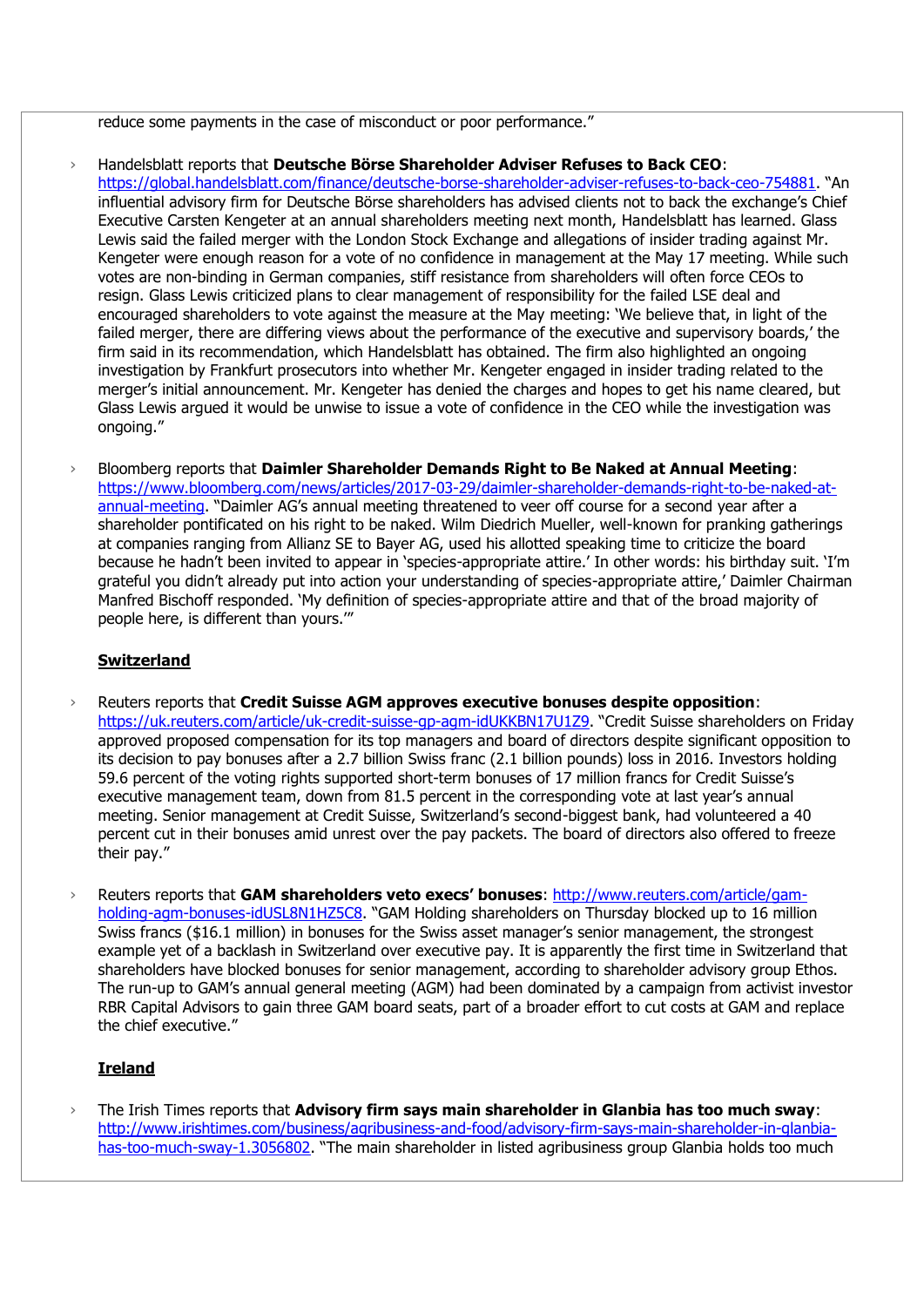reduce some payments in the case of misconduct or poor performance."

- Handelsblatt reports that **Deutsche Börse Shareholder Adviser Refuses to Back CEO**: https://global.handelsblatt.com/finance/deutsche-borse-shareholder-adviser-refuses-to-back-ceo-754881. "An influential advisory firm for Deutsche Börse shareholders has advised clients not to back the exchange's Chief Executive Carsten Kengeter at an annual shareholders meeting next month, Handelsblatt has learned. Glass Lewis said the failed merger with the London Stock Exchange and allegations of insider trading against Mr. Kengeter were enough reason for a vote of no confidence in management at the May 17 meeting. While such votes are non-binding in German companies, stiff resistance from shareholders will often force CEOs to resign. Glass Lewis criticized plans to clear management of responsibility for the failed LSE deal and encouraged shareholders to vote against the measure at the May meeting: 'We believe that, in light of the failed merger, there are differing views about the performance of the executive and supervisory boards,' the firm said in its recommendation, which Handelsblatt has obtained. The firm also highlighted an ongoing investigation by Frankfurt prosecutors into whether Mr. Kengeter engaged in insider trading related to the merger's initial announcement. Mr. Kengeter has denied the charges and hopes to get his name cleared, but Glass Lewis argued it would be unwise to issue a vote of confidence in the CEO while the investigation was ongoing."

- Bloomberg reports that **Daimler Shareholder Demands Right to Be Naked at Annual Meeting**: https://www.bloomberg.com/news/articles/2017-03-29/daimler-shareholder-demands-right-to-be-naked-at-annual-meeting. "Daimler AG's annual meeting threatened to veer off course for a second year after a shareholder pontificated on his right to be naked. Wilm Diedrich Mueller, well-known for pranking gatherings at companies ranging from Allianz SE to Bayer AG, used his allotted speaking time to criticize the board because he hadn't been invited to appear in 'species-appropriate attire.' In other words: his birthday suit. 'I'm grateful you didn't already put into action your understanding of species-appropriate attire,' Daimler Chairman Manfred Bischoff responded. 'My definition of species-appropriate attire and that of the broad majority of people here, is different than yours.'"

**Switzerland**

- Reuters reports that **Credit Suisse AGM approves executive bonuses despite opposition**: https://uk.reuters.com/article/uk-credit-suisse-gp-agm-idUKKBN17U1Z9. "Credit Suisse shareholders on Friday approved proposed compensation for its top managers and board of directors despite significant opposition to its decision to pay bonuses after a 2.7 billion Swiss franc (2.1 billion pounds) loss in 2016. Investors holding 59.6 percent of the voting rights supported short-term bonuses of 17 million francs for Credit Suisse's executive management team, down from 81.5 percent in the corresponding vote at last year's annual meeting. Senior management at Credit Suisse, Switzerland's second-biggest bank, had volunteered a 40 percent cut in their bonuses amid unrest over the pay packets. The board of directors also offered to freeze their pay."

- Reuters reports that **GAM shareholders veto execs' bonuses**: http://www.reuters.com/article/gam-holding-agm-bonuses-idUSL8N1HZ5C8. "GAM Holding shareholders on Thursday blocked up to 16 million Swiss francs ($16.1 million) in bonuses for the Swiss asset manager's senior management, the strongest example yet of a backlash in Switzerland over executive pay. It is apparently the first time in Switzerland that shareholders have blocked bonuses for senior management, according to shareholder advisory group Ethos. The run-up to GAM's annual general meeting (AGM) had been dominated by a campaign from activist investor RBR Capital Advisors to gain three GAM board seats, part of a broader effort to cut costs at GAM and replace the chief executive."

**Ireland**

- The Irish Times reports that **Advisory firm says main shareholder in Glanbia has too much sway**: http://www.irishtimes.com/business/agribusiness-and-food/advisory-firm-says-main-shareholder-in-glanbia-has-too-much-sway-1.3056802. "The main shareholder in listed agribusiness group Glanbia holds too much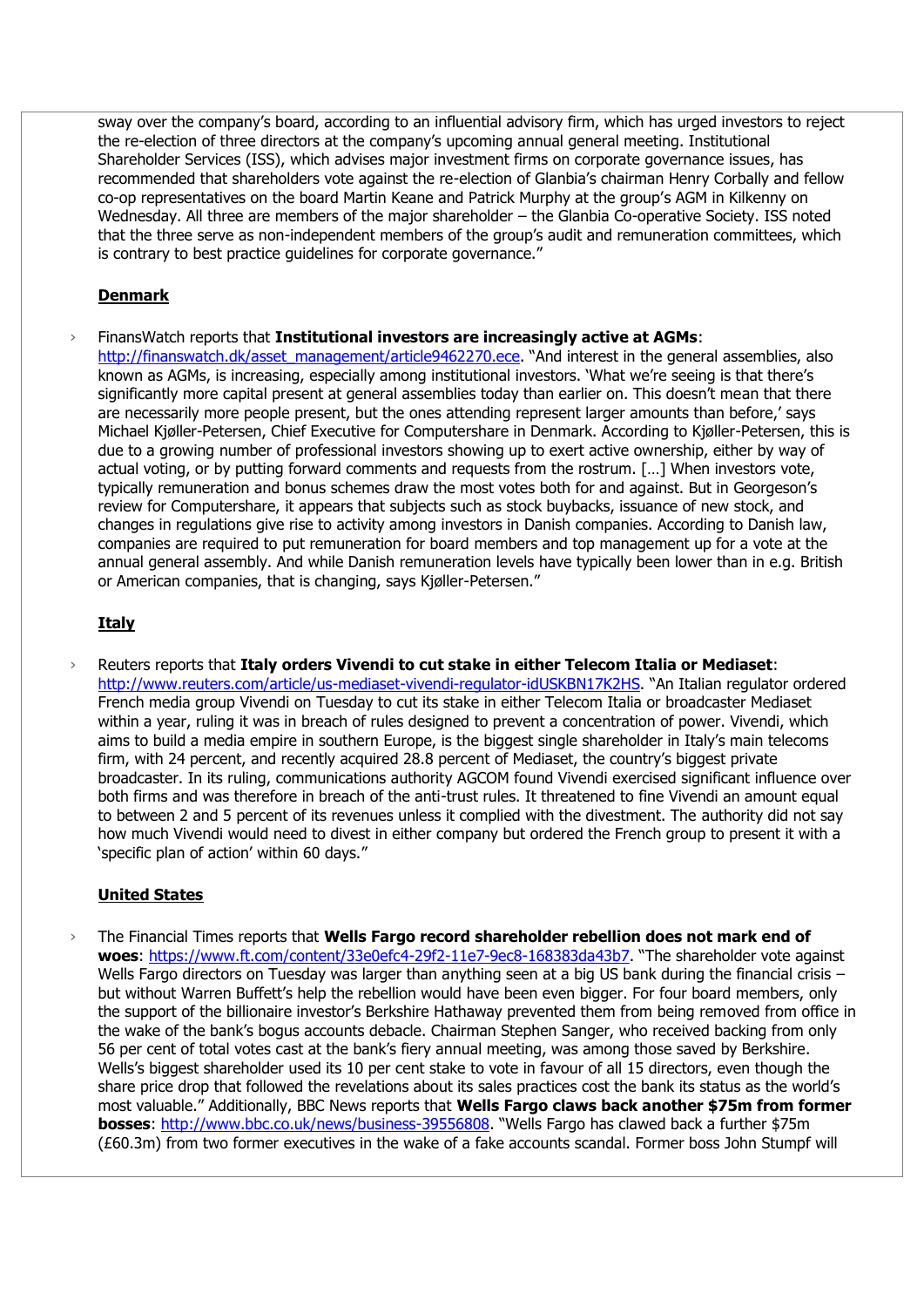sway over the company's board, according to an influential advisory firm, which has urged investors to reject the re-election of three directors at the company's upcoming annual general meeting. Institutional Shareholder Services (ISS), which advises major investment firms on corporate governance issues, has recommended that shareholders vote against the re-election of Glanbia's chairman Henry Corbally and fellow co-op representatives on the board Martin Keane and Patrick Murphy at the group's AGM in Kilkenny on Wednesday. All three are members of the major shareholder – the Glanbia Co-operative Society. ISS noted that the three serve as non-independent members of the group's audit and remuneration committees, which is contrary to best practice guidelines for corporate governance."

## Denmark

› FinansWatch reports that **Institutional investors are increasingly active at AGMs**: http://finanswatch.dk/asset_management/article9462270.ece. "And interest in the general assemblies, also known as AGMs, is increasing, especially among institutional investors. 'What we're seeing is that there's significantly more capital present at general assemblies today than earlier on. This doesn't mean that there are necessarily more people present, but the ones attending represent larger amounts than before,' says Michael Kjøller-Petersen, Chief Executive for Computershare in Denmark. According to Kjøller-Petersen, this is due to a growing number of professional investors showing up to exert active ownership, either by way of actual voting, or by putting forward comments and requests from the rostrum. […] When investors vote, typically remuneration and bonus schemes draw the most votes both for and against. But in Georgeson's review for Computershare, it appears that subjects such as stock buybacks, issuance of new stock, and changes in regulations give rise to activity among investors in Danish companies. According to Danish law, companies are required to put remuneration for board members and top management up for a vote at the annual general assembly. And while Danish remuneration levels have typically been lower than in e.g. British or American companies, that is changing, says Kjøller-Petersen."

## Italy

› Reuters reports that **Italy orders Vivendi to cut stake in either Telecom Italia or Mediaset**: http://www.reuters.com/article/us-mediaset-vivendi-regulator-idUSKBN17K2HS. "An Italian regulator ordered French media group Vivendi on Tuesday to cut its stake in either Telecom Italia or broadcaster Mediaset within a year, ruling it was in breach of rules designed to prevent a concentration of power. Vivendi, which aims to build a media empire in southern Europe, is the biggest single shareholder in Italy's main telecoms firm, with 24 percent, and recently acquired 28.8 percent of Mediaset, the country's biggest private broadcaster. In its ruling, communications authority AGCOM found Vivendi exercised significant influence over both firms and was therefore in breach of the anti-trust rules. It threatened to fine Vivendi an amount equal to between 2 and 5 percent of its revenues unless it complied with the divestment. The authority did not say how much Vivendi would need to divest in either company but ordered the French group to present it with a 'specific plan of action' within 60 days."

## United States

› The Financial Times reports that **Wells Fargo record shareholder rebellion does not mark end of woes**: https://www.ft.com/content/33e0efc4-29f2-11e7-9ec8-168383da43b7. "The shareholder vote against Wells Fargo directors on Tuesday was larger than anything seen at a big US bank during the financial crisis – but without Warren Buffett's help the rebellion would have been even bigger. For four board members, only the support of the billionaire investor's Berkshire Hathaway prevented them from being removed from office in the wake of the bank's bogus accounts debacle. Chairman Stephen Sanger, who received backing from only 56 per cent of total votes cast at the bank's fiery annual meeting, was among those saved by Berkshire. Wells's biggest shareholder used its 10 per cent stake to vote in favour of all 15 directors, even though the share price drop that followed the revelations about its sales practices cost the bank its status as the world's most valuable." Additionally, BBC News reports that **Wells Fargo claws back another $75m from former bosses**: http://www.bbc.co.uk/news/business-39556808. "Wells Fargo has clawed back a further $75m (£60.3m) from two former executives in the wake of a fake accounts scandal. Former boss John Stumpf will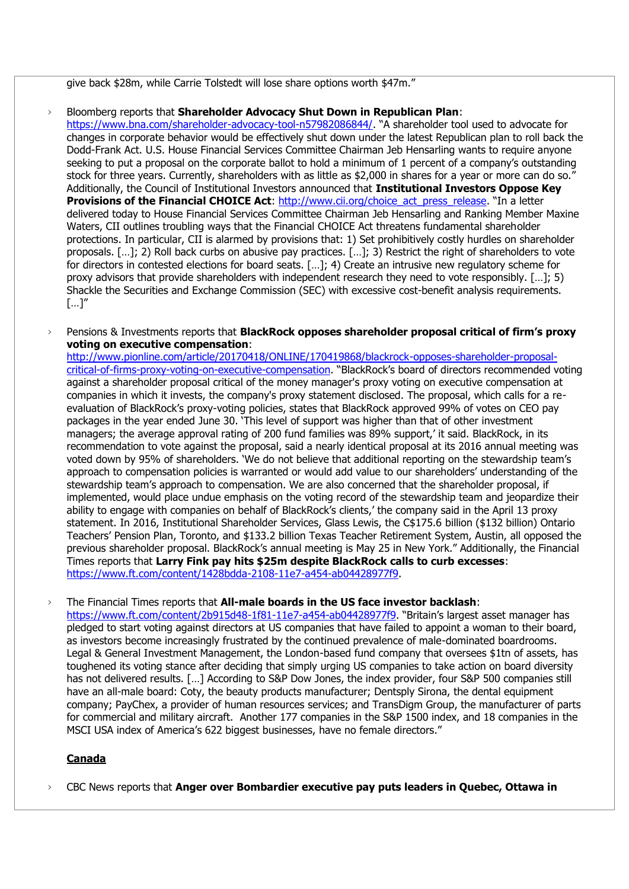give back $28m, while Carrie Tolstedt will lose share options worth $47m."

- Bloomberg reports that **Shareholder Advocacy Shut Down in Republican Plan**: https://www.bna.com/shareholder-advocacy-tool-n57982086844/. "A shareholder tool used to advocate for changes in corporate behavior would be effectively shut down under the latest Republican plan to roll back the Dodd-Frank Act. U.S. House Financial Services Committee Chairman Jeb Hensarling wants to require anyone seeking to put a proposal on the corporate ballot to hold a minimum of 1 percent of a company's outstanding stock for three years. Currently, shareholders with as little as $2,000 in shares for a year or more can do so." Additionally, the Council of Institutional Investors announced that **Institutional Investors Oppose Key Provisions of the Financial CHOICE Act**: http://www.cii.org/choice_act_press_release. "In a letter delivered today to House Financial Services Committee Chairman Jeb Hensarling and Ranking Member Maxine Waters, CII outlines troubling ways that the Financial CHOICE Act threatens fundamental shareholder protections. In particular, CII is alarmed by provisions that: 1) Set prohibitively costly hurdles on shareholder proposals. […]; 2) Roll back curbs on abusive pay practices. […]; 3) Restrict the right of shareholders to vote for directors in contested elections for board seats. […]; 4) Create an intrusive new regulatory scheme for proxy advisors that provide shareholders with independent research they need to vote responsibly. […]; 5) Shackle the Securities and Exchange Commission (SEC) with excessive cost-benefit analysis requirements. […]"

- Pensions & Investments reports that **BlackRock opposes shareholder proposal critical of firm's proxy voting on executive compensation**: http://www.pionline.com/article/20170418/ONLINE/170419868/blackrock-opposes-shareholder-proposal-critical-of-firms-proxy-voting-on-executive-compensation. "BlackRock's board of directors recommended voting against a shareholder proposal critical of the money manager's proxy voting on executive compensation at companies in which it invests, the company's proxy statement disclosed. The proposal, which calls for a re-evaluation of BlackRock's proxy-voting policies, states that BlackRock approved 99% of votes on CEO pay packages in the year ended June 30. 'This level of support was higher than that of other investment managers; the average approval rating of 200 fund families was 89% support,' it said. BlackRock, in its recommendation to vote against the proposal, said a nearly identical proposal at its 2016 annual meeting was voted down by 95% of shareholders. 'We do not believe that additional reporting on the stewardship team's approach to compensation policies is warranted or would add value to our shareholders' understanding of the stewardship team's approach to compensation. We are also concerned that the shareholder proposal, if implemented, would place undue emphasis on the voting record of the stewardship team and jeopardize their ability to engage with companies on behalf of BlackRock's clients,' the company said in the April 13 proxy statement. In 2016, Institutional Shareholder Services, Glass Lewis, the C$175.6 billion ($132 billion) Ontario Teachers' Pension Plan, Toronto, and $133.2 billion Texas Teacher Retirement System, Austin, all opposed the previous shareholder proposal. BlackRock's annual meeting is May 25 in New York." Additionally, the Financial Times reports that **Larry Fink pay hits $25m despite BlackRock calls to curb excesses**: https://www.ft.com/content/1428bdda-2108-11e7-a454-ab04428977f9.

- The Financial Times reports that **All-male boards in the US face investor backlash**: https://www.ft.com/content/2b915d48-1f81-11e7-a454-ab04428977f9. "Britain's largest asset manager has pledged to start voting against directors at US companies that have failed to appoint a woman to their board, as investors become increasingly frustrated by the continued prevalence of male-dominated boardrooms. Legal & General Investment Management, the London-based fund company that oversees $1tn of assets, has toughened its voting stance after deciding that simply urging US companies to take action on board diversity has not delivered results. […] According to S&P Dow Jones, the index provider, four S&P 500 companies still have an all-male board: Coty, the beauty products manufacturer; Dentsply Sirona, the dental equipment company; PayChex, a provider of human resources services; and TransDigm Group, the manufacturer of parts for commercial and military aircraft. Another 177 companies in the S&P 1500 index, and 18 companies in the MSCI USA index of America's 622 biggest businesses, have no female directors."

## Canada

- CBC News reports that **Anger over Bombardier executive pay puts leaders in Quebec, Ottawa in**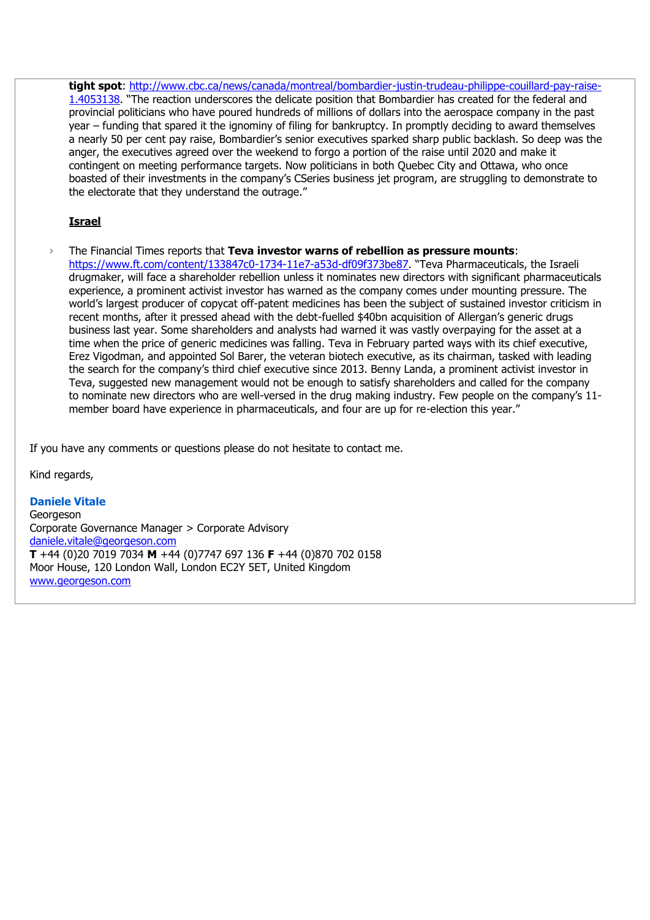**tight spot**: http://www.cbc.ca/news/canada/montreal/bombardier-justin-trudeau-philippe-couillard-pay-raise-1.4053138. "The reaction underscores the delicate position that Bombardier has created for the federal and provincial politicians who have poured hundreds of millions of dollars into the aerospace company in the past year – funding that spared it the ignominy of filing for bankruptcy. In promptly deciding to award themselves a nearly 50 per cent pay raise, Bombardier's senior executives sparked sharp public backlash. So deep was the anger, the executives agreed over the weekend to forgo a portion of the raise until 2020 and make it contingent on meeting performance targets. Now politicians in both Quebec City and Ottawa, who once boasted of their investments in the company's CSeries business jet program, are struggling to demonstrate to the electorate that they understand the outrage."

**Israel**

- The Financial Times reports that **Teva investor warns of rebellion as pressure mounts**: https://www.ft.com/content/133847c0-1734-11e7-a53d-df09f373be87. "Teva Pharmaceuticals, the Israeli drugmaker, will face a shareholder rebellion unless it nominates new directors with significant pharmaceuticals experience, a prominent activist investor has warned as the company comes under mounting pressure. The world's largest producer of copycat off-patent medicines has been the subject of sustained investor criticism in recent months, after it pressed ahead with the debt-fuelled $40bn acquisition of Allergan's generic drugs business last year. Some shareholders and analysts had warned it was vastly overpaying for the asset at a time when the price of generic medicines was falling. Teva in February parted ways with its chief executive, Erez Vigodman, and appointed Sol Barer, the veteran biotech executive, as its chairman, tasked with leading the search for the company's third chief executive since 2013. Benny Landa, a prominent activist investor in Teva, suggested new management would not be enough to satisfy shareholders and called for the company to nominate new directors who are well-versed in the drug making industry. Few people on the company's 11-member board have experience in pharmaceuticals, and four are up for re-election this year."

If you have any comments or questions please do not hesitate to contact me.

Kind regards,

**Daniele Vitale**
Georgeson
Corporate Governance Manager > Corporate Advisory
daniele.vitale@georgeson.com
**T** +44 (0)20 7019 7034 **M** +44 (0)7747 697 136 **F** +44 (0)870 702 0158
Moor House, 120 London Wall, London EC2Y 5ET, United Kingdom
www.georgeson.com